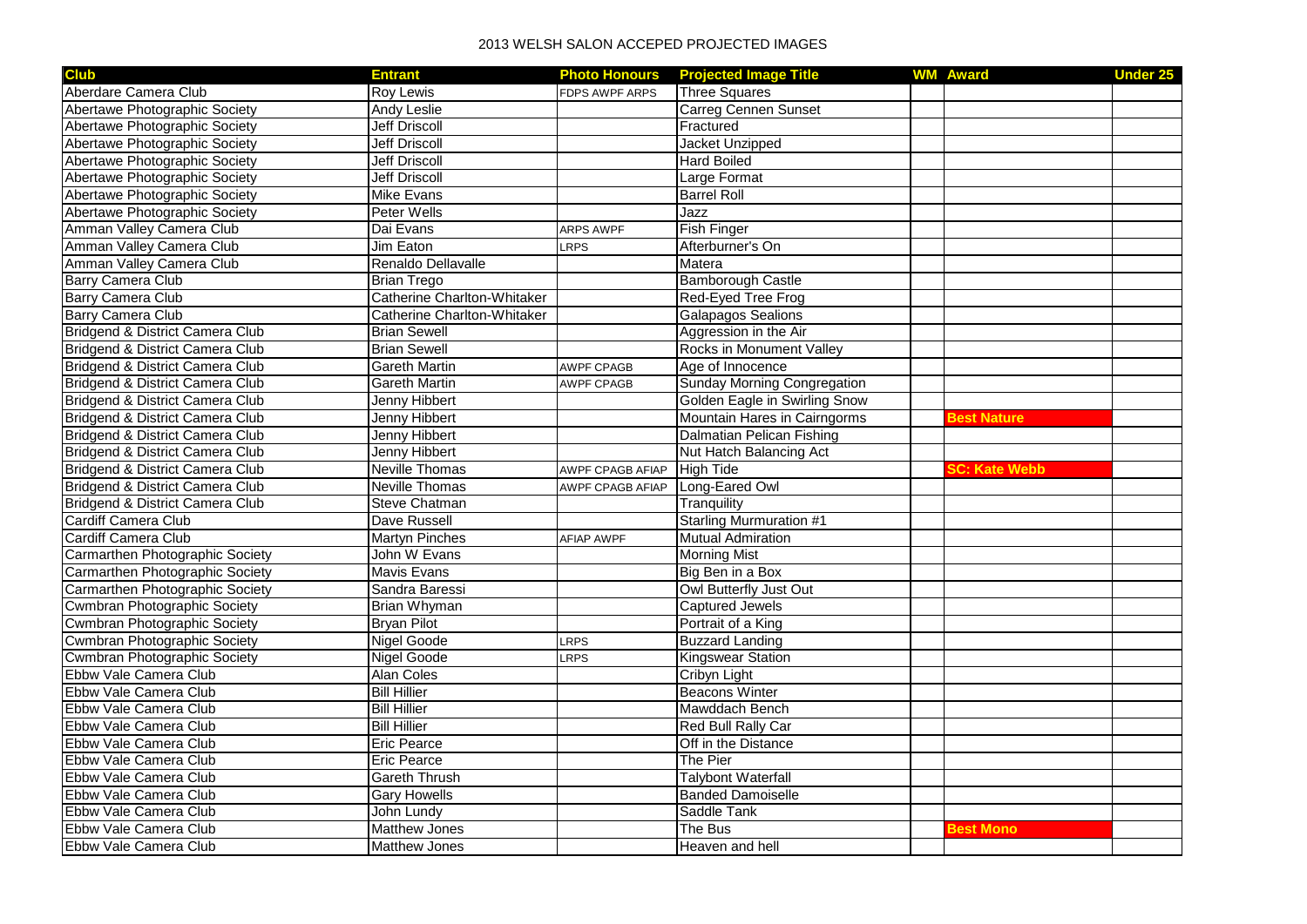# 2013 WELSH SALON ACCEPED PROJECTED IMAGES

| Club | Entrant | Photo Honours | Projected Image Title | WM | Award | Under 25 |
|---|---|---|---|---|---|---|
| Aberdare Camera Club | Roy Lewis | FDPS AWPF ARPS | Three Squares | | | |
| Abertawe Photographic Society | Andy Leslie | | Carreg Cennen Sunset | | | |
| Abertawe Photographic Society | Jeff Driscoll | | Fractured | | | |
| Abertawe Photographic Society | Jeff Driscoll | | Jacket Unzipped | | | |
| Abertawe Photographic Society | Jeff Driscoll | | Hard Boiled | | | |
| Abertawe Photographic Society | Jeff Driscoll | | Large Format | | | |
| Abertawe Photographic Society | Mike Evans | | Barrel Roll | | | |
| Abertawe Photographic Society | Peter Wells | | Jazz | | | |
| Amman Valley Camera Club | Dai Evans | ARPS AWPF | Fish Finger | | | |
| Amman Valley Camera Club | Jim Eaton | LRPS | Afterburner's On | | | |
| Amman Valley Camera Club | Renaldo Dellavalle | | Matera | | | |
| Barry Camera Club | Brian Trego | | Bamborough Castle | | | |
| Barry Camera Club | Catherine Charlton-Whitaker | | Red-Eyed Tree Frog | | | |
| Barry Camera Club | Catherine Charlton-Whitaker | | Galapagos Sealions | | | |
| Bridgend & District Camera Club | Brian Sewell | | Aggression in the Air | | | |
| Bridgend & District Camera Club | Brian Sewell | | Rocks in Monument Valley | | | |
| Bridgend & District Camera Club | Gareth Martin | AWPF CPAGB | Age of Innocence | | | |
| Bridgend & District Camera Club | Gareth Martin | AWPF CPAGB | Sunday Morning Congregation | | | |
| Bridgend & District Camera Club | Jenny Hibbert | | Golden Eagle in Swirling Snow | | | |
| Bridgend & District Camera Club | Jenny Hibbert | | Mountain Hares in Cairngorms | | Best Nature | |
| Bridgend & District Camera Club | Jenny Hibbert | | Dalmatian Pelican Fishing | | | |
| Bridgend & District Camera Club | Jenny Hibbert | | Nut Hatch Balancing Act | | | |
| Bridgend & District Camera Club | Neville Thomas | AWPF CPAGB AFIAP | High Tide | | SC: Kate Webb | |
| Bridgend & District Camera Club | Neville Thomas | AWPF CPAGB AFIAP | Long-Eared Owl | | | |
| Bridgend & District Camera Club | Steve Chatman | | Tranquility | | | |
| Cardiff Camera Club | Dave Russell | | Starling Murmuration #1 | | | |
| Cardiff Camera Club | Martyn Pinches | AFIAP AWPF | Mutual Admiration | | | |
| Carmarthen Photographic Society | John W Evans | | Morning Mist | | | |
| Carmarthen Photographic Society | Mavis Evans | | Big Ben in a Box | | | |
| Carmarthen Photographic Society | Sandra Baressi | | Owl Butterfly Just Out | | | |
| Cwmbran Photographic Society | Brian Whyman | | Captured Jewels | | | |
| Cwmbran Photographic Society | Bryan Pilot | | Portrait of a King | | | |
| Cwmbran Photographic Society | Nigel Goode | LRPS | Buzzard Landing | | | |
| Cwmbran Photographic Society | Nigel Goode | LRPS | Kingswear Station | | | |
| Ebbw Vale Camera Club | Alan Coles | | Cribyn Light | | | |
| Ebbw Vale Camera Club | Bill Hillier | | Beacons Winter | | | |
| Ebbw Vale Camera Club | Bill Hillier | | Mawddach Bench | | | |
| Ebbw Vale Camera Club | Bill Hillier | | Red Bull Rally Car | | | |
| Ebbw Vale Camera Club | Eric Pearce | | Off in the Distance | | | |
| Ebbw Vale Camera Club | Eric Pearce | | The Pier | | | |
| Ebbw Vale Camera Club | Gareth Thrush | | Talybont Waterfall | | | |
| Ebbw Vale Camera Club | Gary Howells | | Banded Damoiselle | | | |
| Ebbw Vale Camera Club | John Lundy | | Saddle Tank | | | |
| Ebbw Vale Camera Club | Matthew Jones | | The Bus | | Best Mono | |
| Ebbw Vale Camera Club | Matthew Jones | | Heaven and hell | | | |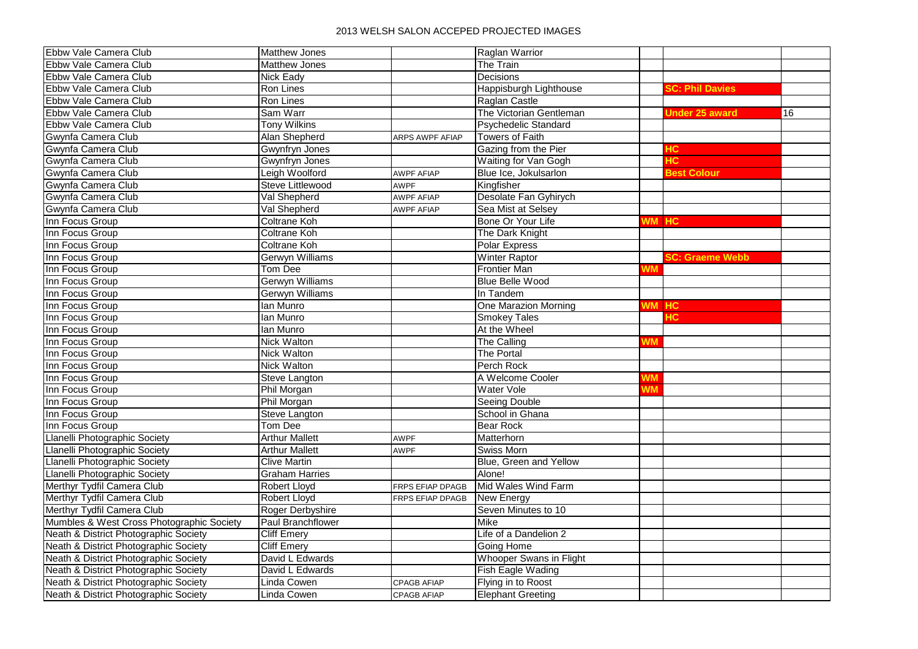# 2013 WELSH SALON ACCEPED PROJECTED IMAGES

| | | | | | | |
|---|---|---|---|---|---|---|
| Ebbw Vale Camera Club | Matthew Jones | | Raglan Warrior | | | |
| Ebbw Vale Camera Club | Matthew Jones | | The Train | | | |
| Ebbw Vale Camera Club | Nick Eady | | Decisions | | | |
| Ebbw Vale Camera Club | Ron Lines | | Happisburgh Lighthouse | | SC: Phil Davies | |
| Ebbw Vale Camera Club | Ron Lines | | Raglan Castle | | | |
| Ebbw Vale Camera Club | Sam Warr | | The Victorian Gentleman | | Under 25 award | 16 |
| Ebbw Vale Camera Club | Tony Wilkins | | Psychedelic Standard | | | |
| Gwynfa Camera Club | Alan Shepherd | ARPS AWPF AFIAP | Towers of Faith | | | |
| Gwynfa Camera Club | Gwynfryn Jones | | Gazing from the Pier | | HC | |
| Gwynfa Camera Club | Gwynfryn Jones | | Waiting for Van Gogh | | HC | |
| Gwynfa Camera Club | Leigh Woolford | AWPF AFIAP | Blue Ice, Jokulsarlon | | Best Colour | |
| Gwynfa Camera Club | Steve Littlewood | AWPF | Kingfisher | | | |
| Gwynfa Camera Club | Val Shepherd | AWPF AFIAP | Desolate Fan Gyhirych | | | |
| Gwynfa Camera Club | Val Shepherd | AWPF AFIAP | Sea Mist at Selsey | | | |
| Inn Focus Group | Coltrane Koh | | Bone Or Your Life | WM | HC | |
| Inn Focus Group | Coltrane Koh | | The Dark Knight | | | |
| Inn Focus Group | Coltrane Koh | | Polar Express | | | |
| Inn Focus Group | Gerwyn Williams | | Winter Raptor | | SC: Graeme Webb | |
| Inn Focus Group | Tom Dee | | Frontier Man | WM | | |
| Inn Focus Group | Gerwyn Williams | | Blue Belle Wood | | | |
| Inn Focus Group | Gerwyn Williams | | In Tandem | | | |
| Inn Focus Group | Ian Munro | | One Marazion Morning | WM | HC | |
| Inn Focus Group | Ian Munro | | Smokey Tales | | HC | |
| Inn Focus Group | Ian Munro | | At the Wheel | | | |
| Inn Focus Group | Nick Walton | | The Calling | WM | | |
| Inn Focus Group | Nick Walton | | The Portal | | | |
| Inn Focus Group | Nick Walton | | Perch Rock | | | |
| Inn Focus Group | Steve Langton | | A Welcome Cooler | WM | | |
| Inn Focus Group | Phil Morgan | | Water Vole | WM | | |
| Inn Focus Group | Phil Morgan | | Seeing Double | | | |
| Inn Focus Group | Steve Langton | | School in Ghana | | | |
| Inn Focus Group | Tom Dee | | Bear Rock | | | |
| Llanelli Photographic Society | Arthur Mallett | AWPF | Matterhorn | | | |
| Llanelli Photographic Society | Arthur Mallett | AWPF | Swiss Morn | | | |
| Llanelli Photographic Society | Clive Martin | | Blue, Green and Yellow | | | |
| Llanelli Photographic Society | Graham Harries | | Alone! | | | |
| Merthyr Tydfil Camera Club | Robert Lloyd | FRPS EFIAP DPAGB | Mid Wales Wind Farm | | | |
| Merthyr Tydfil Camera Club | Robert Lloyd | FRPS EFIAP DPAGB | New Energy | | | |
| Merthyr Tydfil Camera Club | Roger Derbyshire | | Seven Minutes to 10 | | | |
| Mumbles & West Cross Photographic Society | Paul Branchflower | | Mike | | | |
| Neath & District Photographic Society | Cliff Emery | | Life of a Dandelion 2 | | | |
| Neath & District Photographic Society | Cliff Emery | | Going Home | | | |
| Neath & District Photographic Society | David L Edwards | | Whooper Swans in Flight | | | |
| Neath & District Photographic Society | David L Edwards | | Fish Eagle Wading | | | |
| Neath & District Photographic Society | Linda Cowen | CPAGB AFIAP | Flying in to Roost | | | |
| Neath & District Photographic Society | Linda Cowen | CPAGB AFIAP | Elephant Greeting | | | |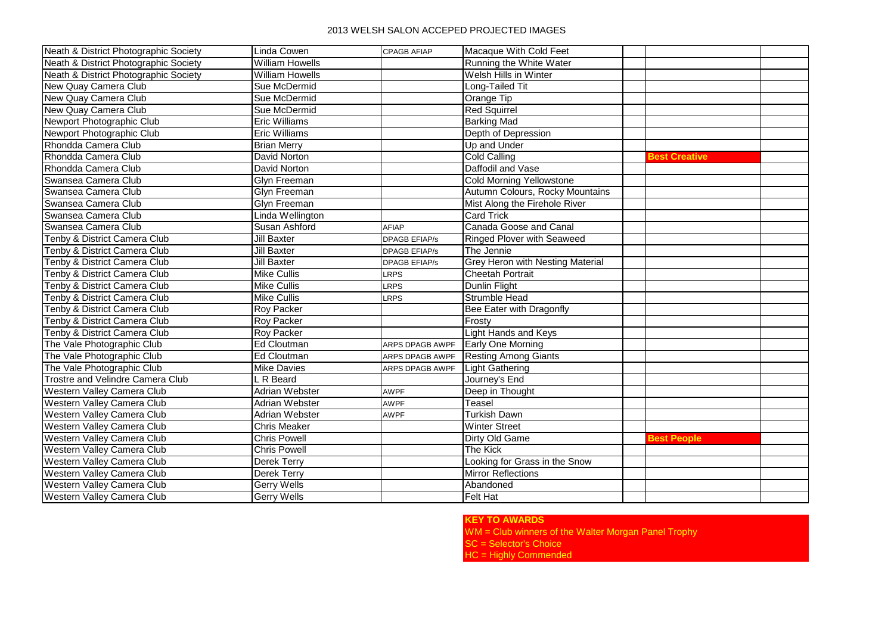2013 WELSH SALON ACCEPED PROJECTED IMAGES

| | | | | | | |
|---|---|---|---|---|---|---|
| Neath & District Photographic Society | Linda Cowen | CPAGB AFIAP | Macaque With Cold Feet | | | |
| Neath & District Photographic Society | William Howells | | Running the White Water | | | |
| Neath & District Photographic Society | William Howells | | Welsh Hills in Winter | | | |
| New Quay Camera Club | Sue McDermid | | Long-Tailed Tit | | | |
| New Quay Camera Club | Sue McDermid | | Orange Tip | | | |
| New Quay Camera Club | Sue McDermid | | Red Squirrel | | | |
| Newport Photographic Club | Eric Williams | | Barking Mad | | | |
| Newport Photographic Club | Eric Williams | | Depth of Depression | | | |
| Rhondda Camera Club | Brian Merry | | Up and Under | | | |
| Rhondda Camera Club | David Norton | | Cold Calling | | **Best Creative** | |
| Rhondda Camera Club | David Norton | | Daffodil and Vase | | | |
| Swansea Camera Club | Glyn Freeman | | Cold Morning Yellowstone | | | |
| Swansea Camera Club | Glyn Freeman | | Autumn Colours, Rocky Mountains | | | |
| Swansea Camera Club | Glyn Freeman | | Mist Along the Firehole River | | | |
| Swansea Camera Club | Linda Wellington | | Card Trick | | | |
| Swansea Camera Club | Susan Ashford | AFIAP | Canada Goose and Canal | | | |
| Tenby & District Camera Club | Jill Baxter | DPAGB EFIAP/s | Ringed Plover with Seaweed | | | |
| Tenby & District Camera Club | Jill Baxter | DPAGB EFIAP/s | The Jennie | | | |
| Tenby & District Camera Club | Jill Baxter | DPAGB EFIAP/s | Grey Heron with Nesting Material | | | |
| Tenby & District Camera Club | Mike Cullis | LRPS | Cheetah Portrait | | | |
| Tenby & District Camera Club | Mike Cullis | LRPS | Dunlin Flight | | | |
| Tenby & District Camera Club | Mike Cullis | LRPS | Strumble Head | | | |
| Tenby & District Camera Club | Roy Packer | | Bee Eater with Dragonfly | | | |
| Tenby & District Camera Club | Roy Packer | | Frosty | | | |
| Tenby & District Camera Club | Roy Packer | | Light Hands and Keys | | | |
| The Vale Photographic Club | Ed Cloutman | ARPS DPAGB AWPF | Early One Morning | | | |
| The Vale Photographic Club | Ed Cloutman | ARPS DPAGB AWPF | Resting Among Giants | | | |
| The Vale Photographic Club | Mike Davies | ARPS DPAGB AWPF | Light Gathering | | | |
| Trostre and Velindre Camera Club | L R Beard | | Journey's End | | | |
| Western Valley Camera Club | Adrian Webster | AWPF | Deep in Thought | | | |
| Western Valley Camera Club | Adrian Webster | AWPF | Teasel | | | |
| Western Valley Camera Club | Adrian Webster | AWPF | Turkish Dawn | | | |
| Western Valley Camera Club | Chris Meaker | | Winter Street | | | |
| Western Valley Camera Club | Chris Powell | | Dirty Old Game | | **Best People** | |
| Western Valley Camera Club | Chris Powell | | The Kick | | | |
| Western Valley Camera Club | Derek Terry | | Looking for Grass in the Snow | | | |
| Western Valley Camera Club | Derek Terry | | Mirror Reflections | | | |
| Western Valley Camera Club | Gerry Wells | | Abandoned | | | |
| Western Valley Camera Club | Gerry Wells | | Felt Hat | | | |

**KEY TO AWARDS**

WM = Club winners of the Walter Morgan Panel Trophy

SC = Selector's Choice

HC = Highly Commended